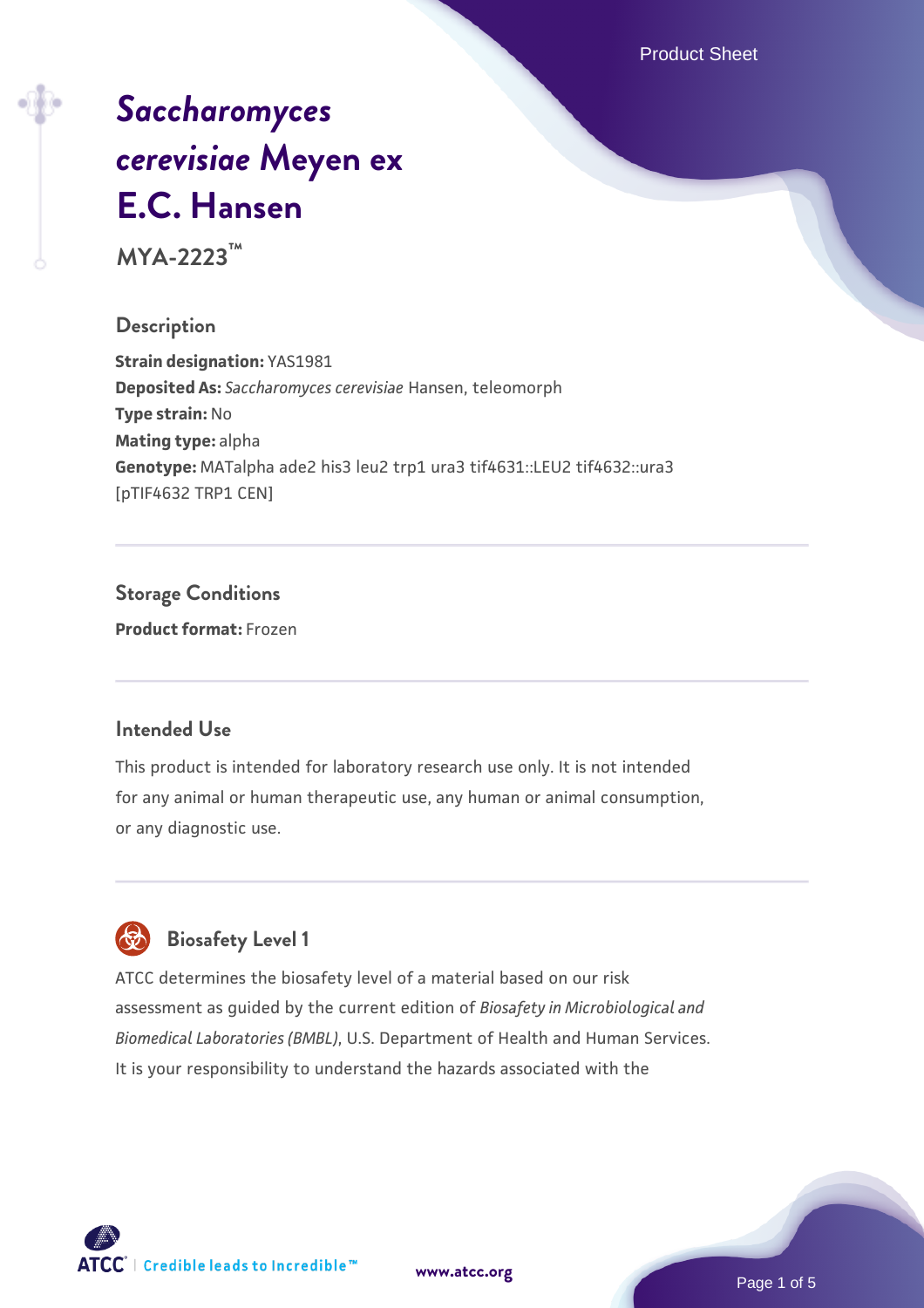# *Saccharomyces cerevisiae* Meyen ex E.C. Hansen

**MYA-2223™**

## Description

**Strain designation:** YAS1981
**Deposited As:** *Saccharomyces cerevisiae* Hansen, teleomorph
**Type strain:** No
**Mating type:** alpha
**Genotype:** MATalpha ade2 his3 leu2 trp1 ura3 tif4631::LEU2 tif4632::ura3 [pTIF4632 TRP1 CEN]

## Storage Conditions

**Product format:** Frozen

## Intended Use

This product is intended for laboratory research use only. It is not intended for any animal or human therapeutic use, any human or animal consumption, or any diagnostic use.

## Biosafety Level 1

ATCC determines the biosafety level of a material based on our risk assessment as guided by the current edition of *Biosafety in Microbiological and Biomedical Laboratories (BMBL)*, U.S. Department of Health and Human Services. It is your responsibility to understand the hazards associated with the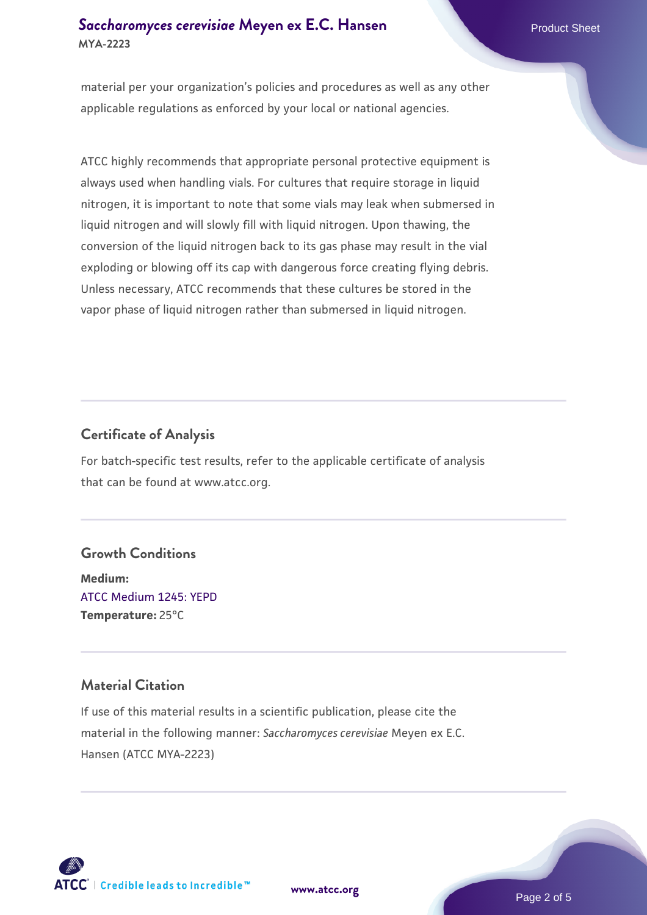material per your organization's policies and procedures as well as any other applicable regulations as enforced by your local or national agencies.

ATCC highly recommends that appropriate personal protective equipment is always used when handling vials. For cultures that require storage in liquid nitrogen, it is important to note that some vials may leak when submersed in liquid nitrogen and will slowly fill with liquid nitrogen. Upon thawing, the conversion of the liquid nitrogen back to its gas phase may result in the vial exploding or blowing off its cap with dangerous force creating flying debris. Unless necessary, ATCC recommends that these cultures be stored in the vapor phase of liquid nitrogen rather than submersed in liquid nitrogen.

## Certificate of Analysis

For batch-specific test results, refer to the applicable certificate of analysis that can be found at www.atcc.org.

## Growth Conditions

**Medium:**
ATCC Medium 1245: YEPD
**Temperature:** 25°C

## Material Citation

If use of this material results in a scientific publication, please cite the material in the following manner: *Saccharomyces cerevisiae* Meyen ex E.C. Hansen (ATCC MYA-2223)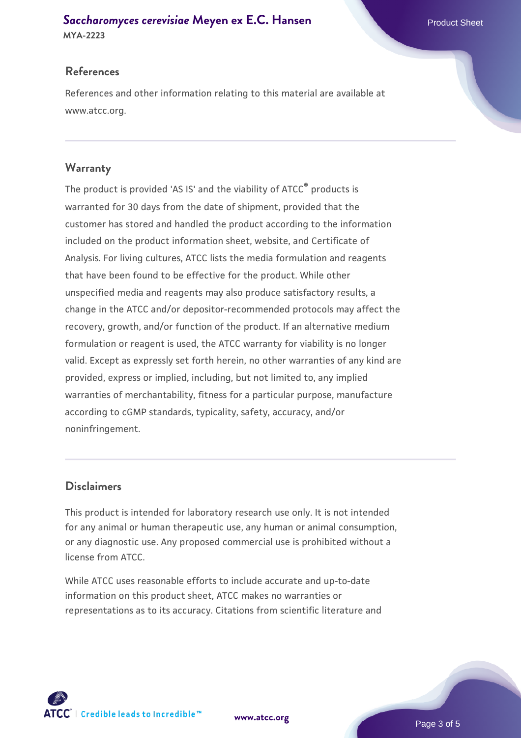## References

References and other information relating to this material are available at www.atcc.org.

## Warranty

The product is provided 'AS IS' and the viability of ATCC® products is warranted for 30 days from the date of shipment, provided that the customer has stored and handled the product according to the information included on the product information sheet, website, and Certificate of Analysis. For living cultures, ATCC lists the media formulation and reagents that have been found to be effective for the product. While other unspecified media and reagents may also produce satisfactory results, a change in the ATCC and/or depositor-recommended protocols may affect the recovery, growth, and/or function of the product. If an alternative medium formulation or reagent is used, the ATCC warranty for viability is no longer valid. Except as expressly set forth herein, no other warranties of any kind are provided, express or implied, including, but not limited to, any implied warranties of merchantability, fitness for a particular purpose, manufacture according to cGMP standards, typicality, safety, accuracy, and/or noninfringement.

## Disclaimers

This product is intended for laboratory research use only. It is not intended for any animal or human therapeutic use, any human or animal consumption, or any diagnostic use. Any proposed commercial use is prohibited without a license from ATCC.

While ATCC uses reasonable efforts to include accurate and up-to-date information on this product sheet, ATCC makes no warranties or representations as to its accuracy. Citations from scientific literature and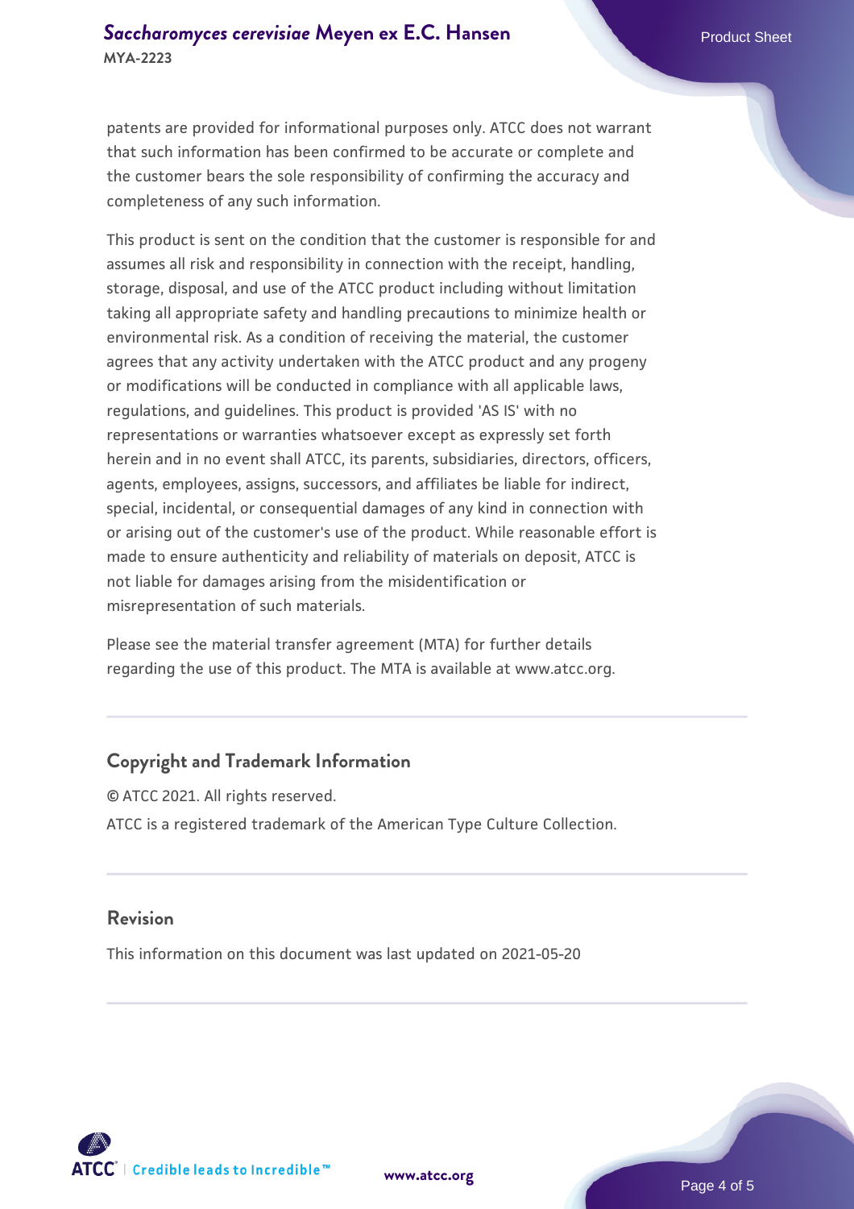patents are provided for informational purposes only. ATCC does not warrant that such information has been confirmed to be accurate or complete and the customer bears the sole responsibility of confirming the accuracy and completeness of any such information.

This product is sent on the condition that the customer is responsible for and assumes all risk and responsibility in connection with the receipt, handling, storage, disposal, and use of the ATCC product including without limitation taking all appropriate safety and handling precautions to minimize health or environmental risk. As a condition of receiving the material, the customer agrees that any activity undertaken with the ATCC product and any progeny or modifications will be conducted in compliance with all applicable laws, regulations, and guidelines. This product is provided 'AS IS' with no representations or warranties whatsoever except as expressly set forth herein and in no event shall ATCC, its parents, subsidiaries, directors, officers, agents, employees, assigns, successors, and affiliates be liable for indirect, special, incidental, or consequential damages of any kind in connection with or arising out of the customer's use of the product. While reasonable effort is made to ensure authenticity and reliability of materials on deposit, ATCC is not liable for damages arising from the misidentification or misrepresentation of such materials.

Please see the material transfer agreement (MTA) for further details regarding the use of this product. The MTA is available at www.atcc.org.

## Copyright and Trademark Information

© ATCC 2021. All rights reserved.

ATCC is a registered trademark of the American Type Culture Collection.

## Revision

This information on this document was last updated on 2021-05-20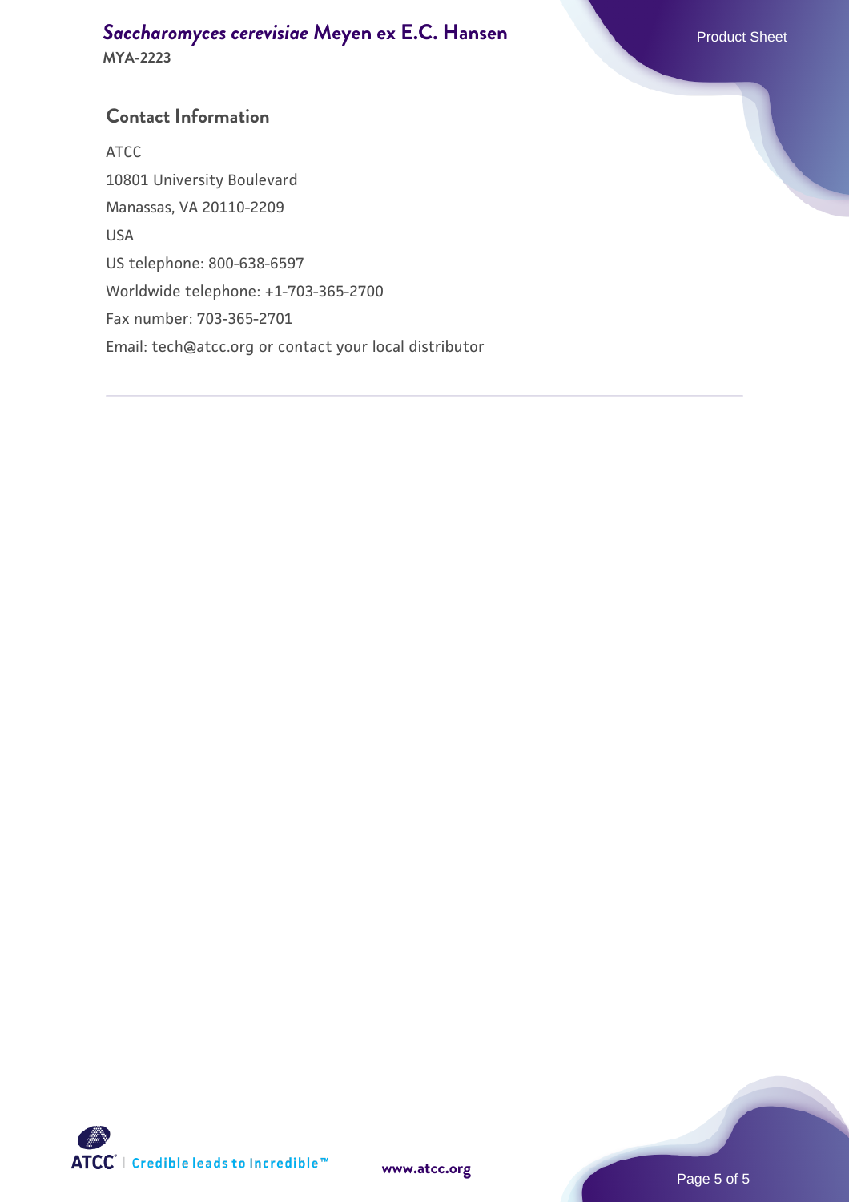## Contact Information

ATCC

10801 University Boulevard

Manassas, VA 20110-2209

USA

US telephone: 800-638-6597

Worldwide telephone: +1-703-365-2700

Fax number: 703-365-2701

Email: tech@atcc.org or contact your local distributor